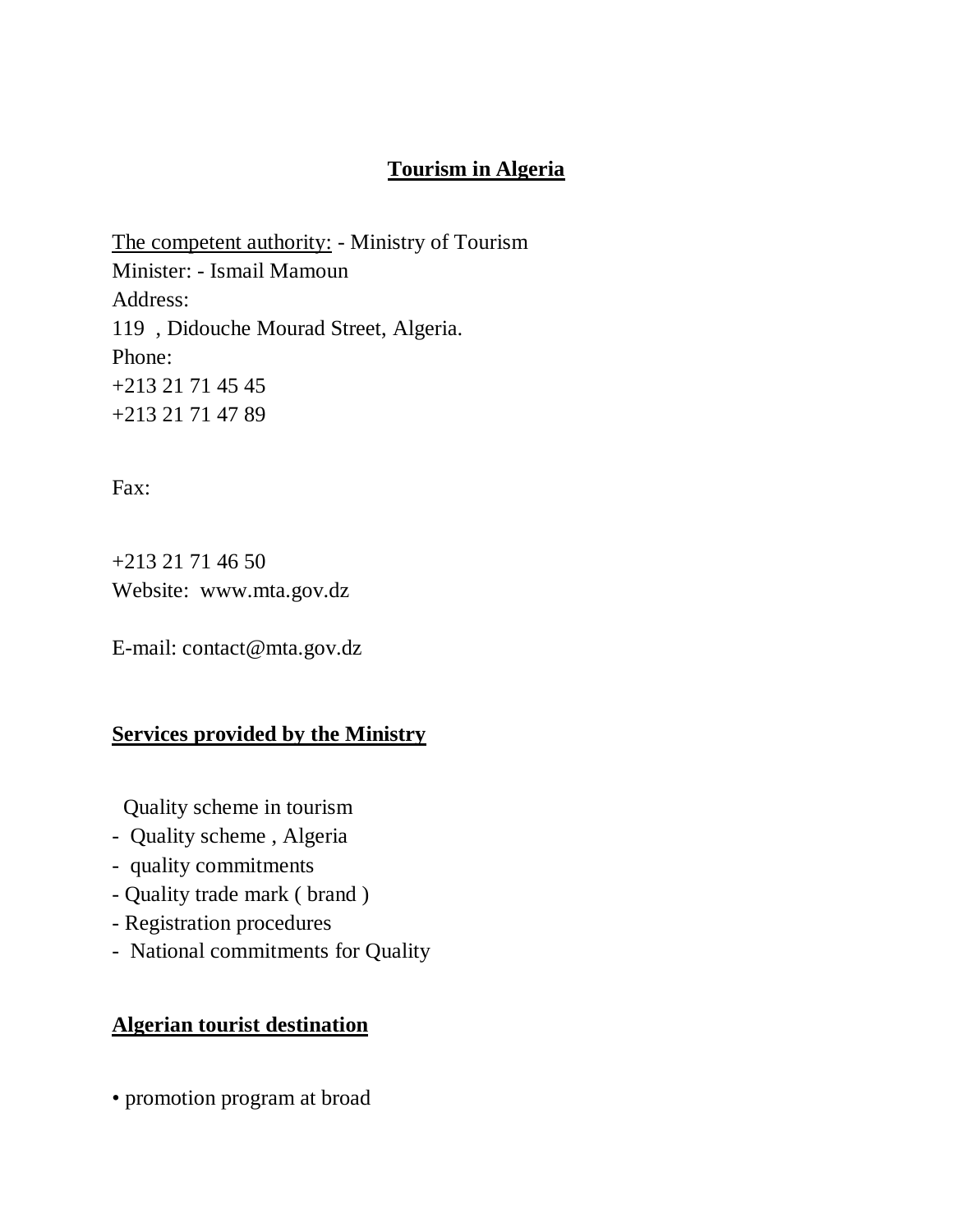# Tourism in Algeria

The competent authority: - Ministry of Tourism
Minister: - Ismail Mamoun
Address:
119 , Didouche Mourad Street, Algeria.
Phone:
+213 21 71 45 45
+213 21 71 47 89

Fax:

+213 21 71 46 50
Website: www.mta.gov.dz

E-mail: contact@mta.gov.dz

## Services provided by the Ministry

Quality scheme in tourism

- Quality scheme , Algeria
- quality commitments
- Quality trade mark ( brand )
- Registration procedures
- National commitments for Quality

## Algerian tourist destination

- promotion program at broad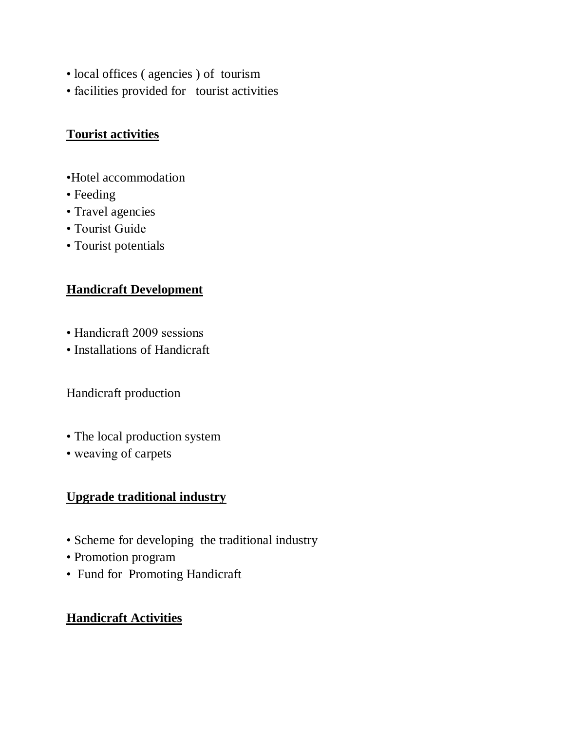- local offices ( agencies ) of tourism
- facilities provided for tourist activities

**Tourist activities**

- Hotel accommodation
- Feeding
- Travel agencies
- Tourist Guide
- Tourist potentials

**Handicraft Development**

- Handicraft 2009 sessions
- Installations of Handicraft

Handicraft production

- The local production system
- weaving of carpets

**Upgrade traditional industry**

- Scheme for developing the traditional industry
- Promotion program
- Fund for Promoting Handicraft

**Handicraft Activities**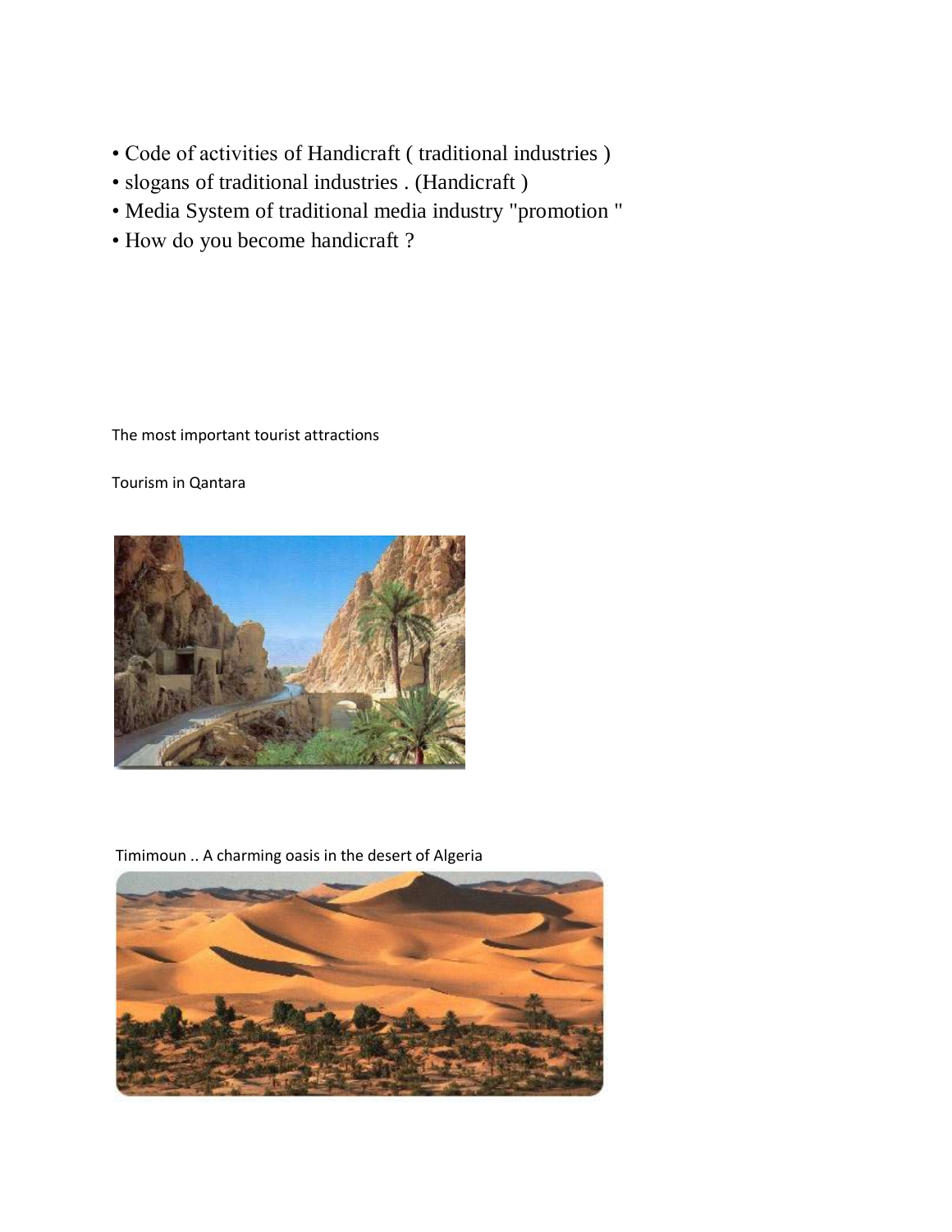- Code of activities of Handicraft ( traditional industries )
- slogans of traditional industries . (Handicraft )
- Media System of traditional media industry "promotion "
- How do you become handicraft ?

The most important tourist attractions

Tourism in Qantara

Timimoun .. A charming oasis in the desert of Algeria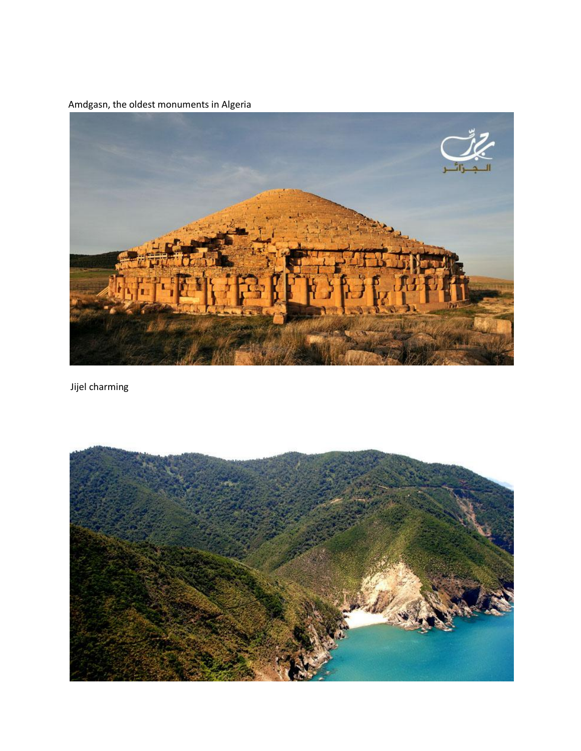Amdgasn, the oldest monuments in Algeria

Jijel charming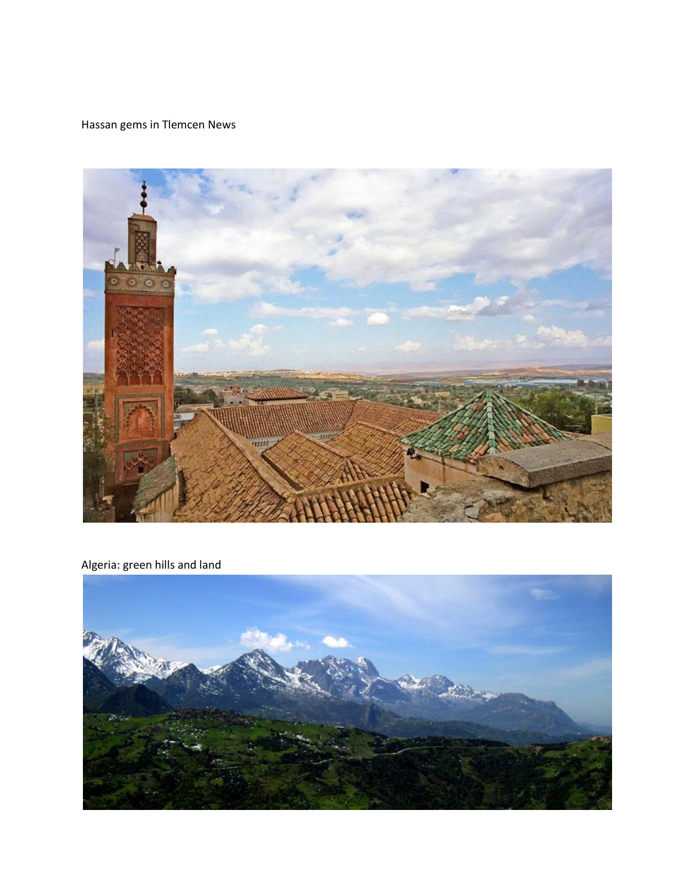Hassan gems in Tlemcen News

Algeria: green hills and land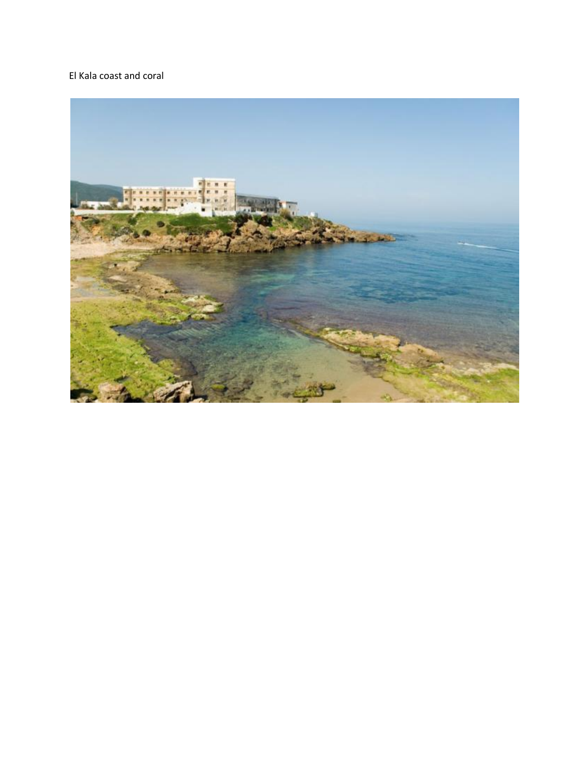El Kala coast and coral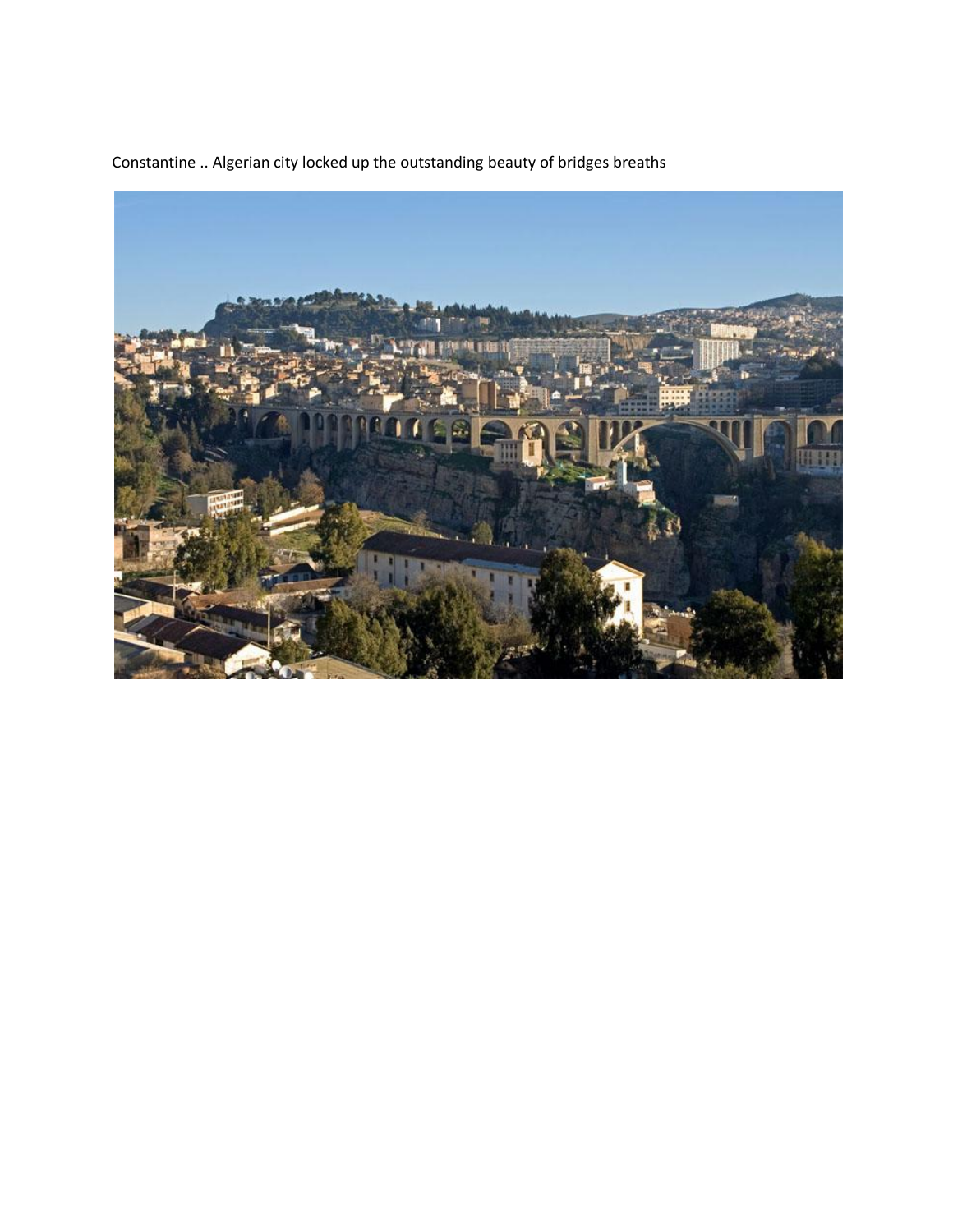Constantine .. Algerian city locked up the outstanding beauty of bridges breaths